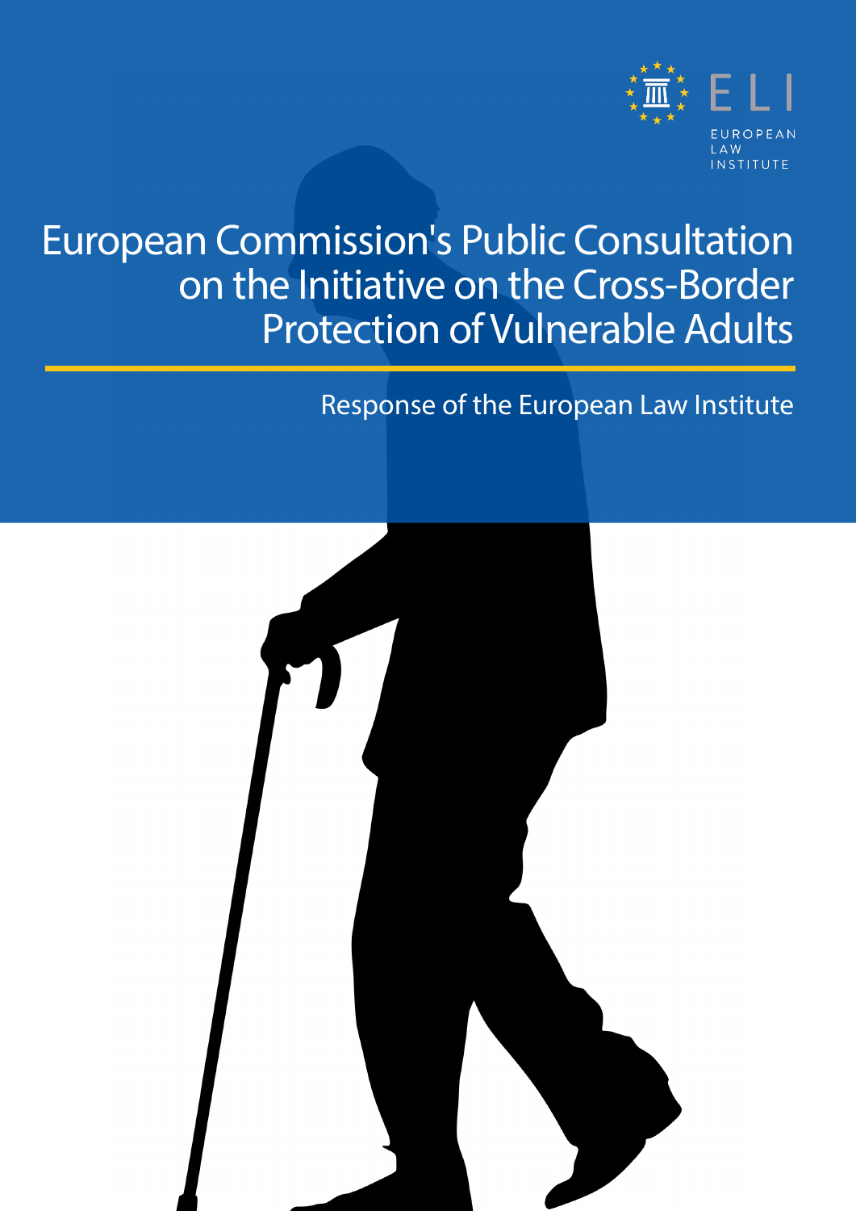ELI

EUROPEAN LAW INSTITUTE

# European Commission's Public Consultation on the Initiative on the Cross-Border Protection of Vulnerable Adults

## Response of the European Law Institute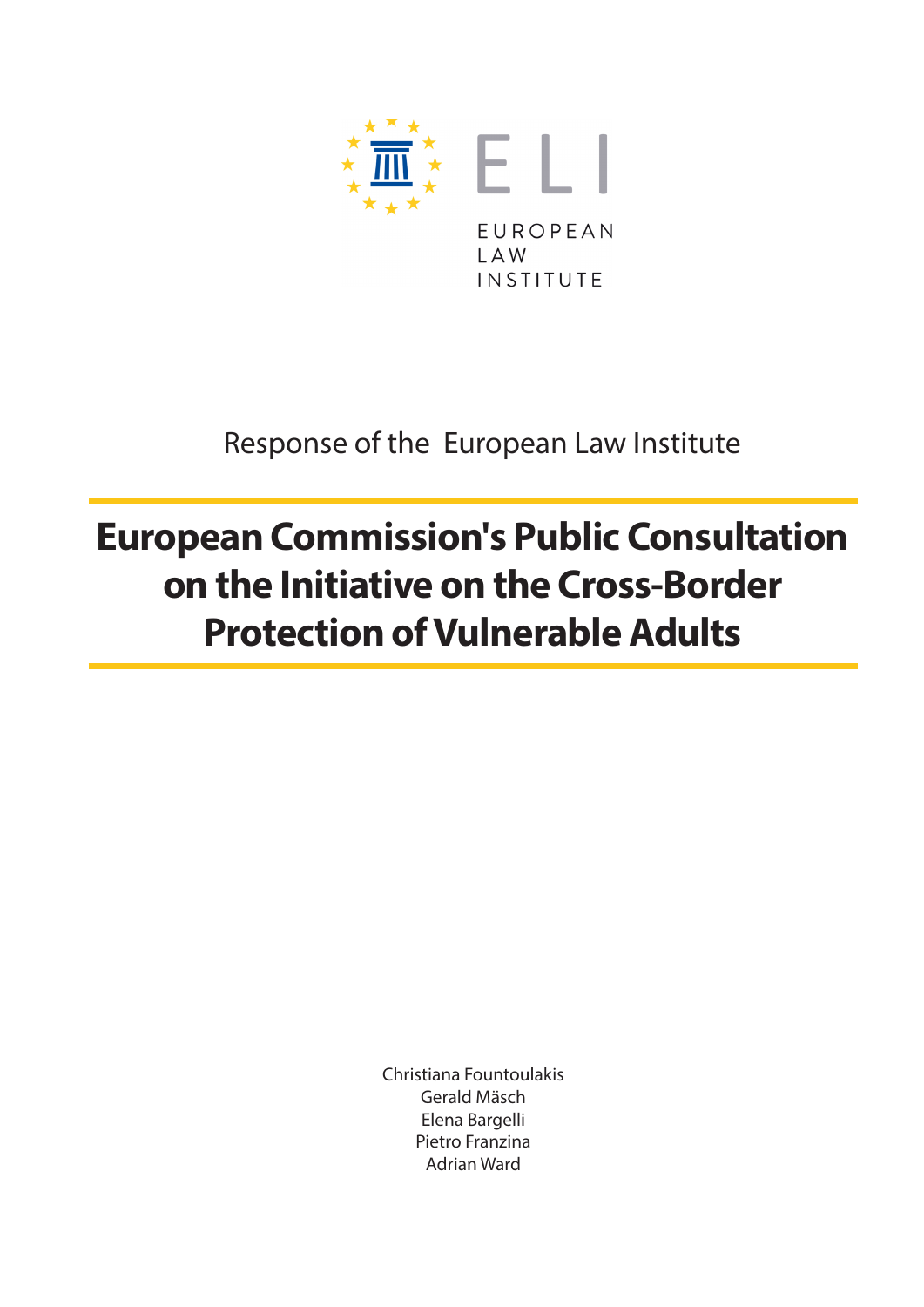EUROPEAN LAW INSTITUTE

Response of the European Law Institute

# European Commission's Public Consultation on the Initiative on the Cross-Border Protection of Vulnerable Adults

Christiana Fountoulakis
Gerald Mäsch
Elena Bargelli
Pietro Franzina
Adrian Ward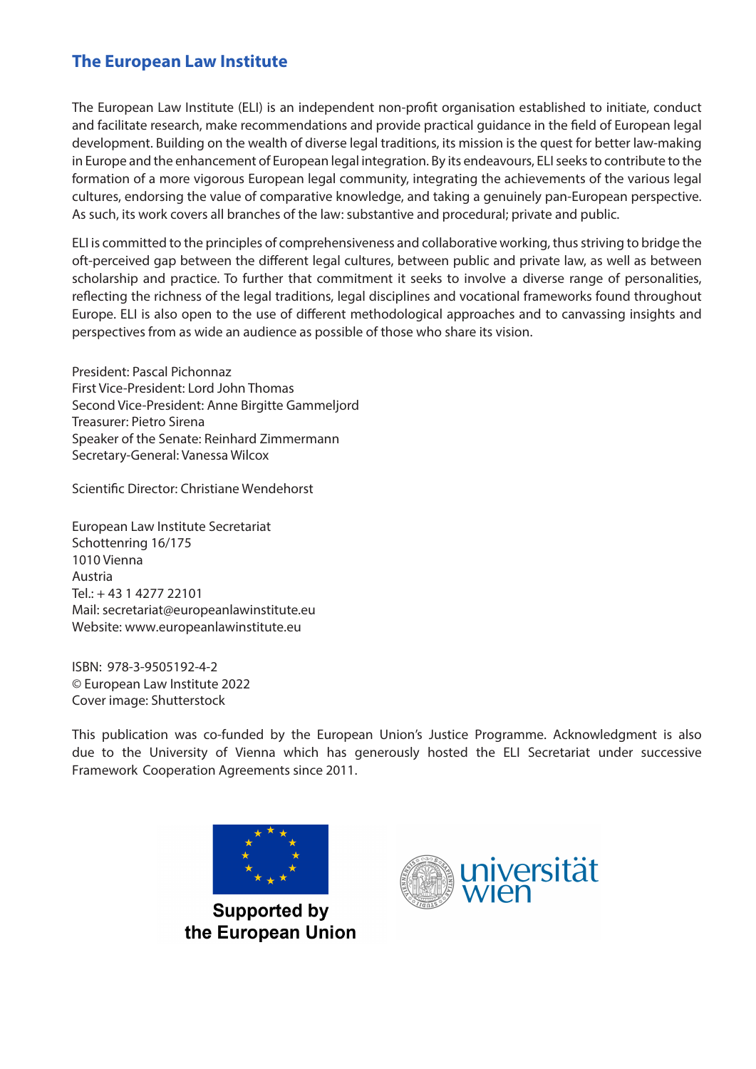## The European Law Institute

The European Law Institute (ELI) is an independent non-profit organisation established to initiate, conduct and facilitate research, make recommendations and provide practical guidance in the field of European legal development. Building on the wealth of diverse legal traditions, its mission is the quest for better law-making in Europe and the enhancement of European legal integration. By its endeavours, ELI seeks to contribute to the formation of a more vigorous European legal community, integrating the achievements of the various legal cultures, endorsing the value of comparative knowledge, and taking a genuinely pan-European perspective. As such, its work covers all branches of the law: substantive and procedural; private and public.

ELI is committed to the principles of comprehensiveness and collaborative working, thus striving to bridge the oft-perceived gap between the different legal cultures, between public and private law, as well as between scholarship and practice. To further that commitment it seeks to involve a diverse range of personalities, reflecting the richness of the legal traditions, legal disciplines and vocational frameworks found throughout Europe. ELI is also open to the use of different methodological approaches and to canvassing insights and perspectives from as wide an audience as possible of those who share its vision.

President: Pascal Pichonnaz
First Vice-President: Lord John Thomas
Second Vice-President: Anne Birgitte Gammeljord
Treasurer: Pietro Sirena
Speaker of the Senate: Reinhard Zimmermann
Secretary-General: Vanessa Wilcox

Scientific Director: Christiane Wendehorst

European Law Institute Secretariat
Schottenring 16/175
1010 Vienna
Austria
Tel.: + 43 1 4277 22101
Mail: secretariat@europeanlawinstitute.eu
Website: www.europeanlawinstitute.eu

ISBN: 978-3-9505192-4-2
© European Law Institute 2022
Cover image: Shutterstock

This publication was co-funded by the European Union's Justice Programme. Acknowledgment is also due to the University of Vienna which has generously hosted the ELI Secretariat under successive Framework Cooperation Agreements since 2011.

Supported by the European Union

universität wien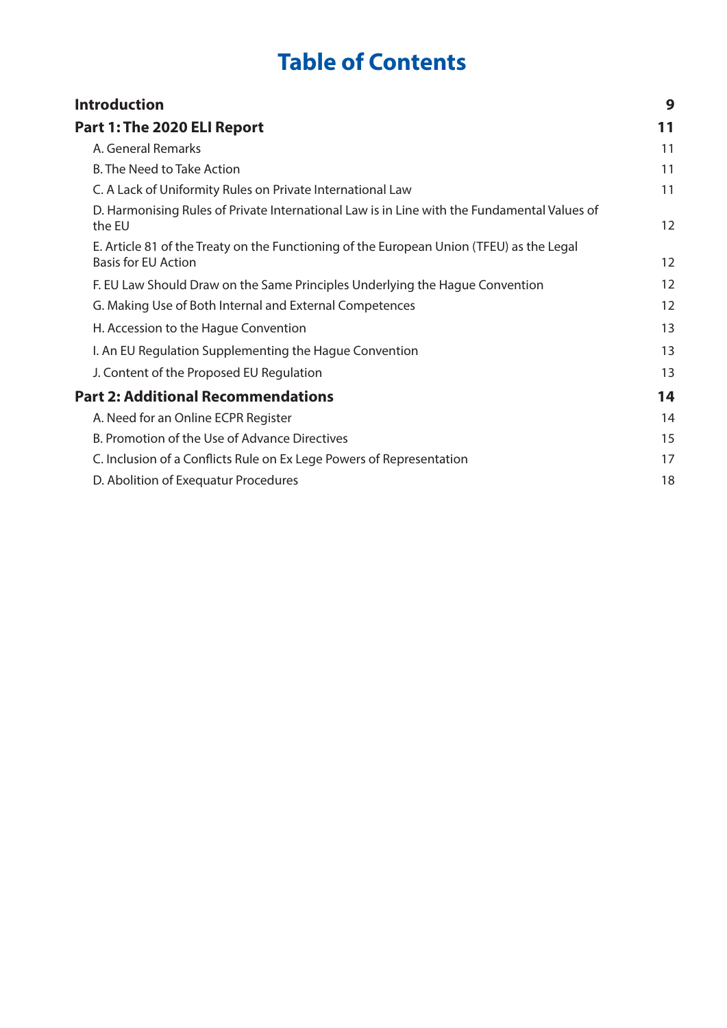# Table of Contents

| | |
|---|---|
| **Introduction** | **9** |
| **Part 1: The 2020 ELI Report** | **11** |
| A. General Remarks | 11 |
| B. The Need to Take Action | 11 |
| C. A Lack of Uniformity Rules on Private International Law | 11 |
| D. Harmonising Rules of Private International Law is in Line with the Fundamental Values of the EU | 12 |
| E. Article 81 of the Treaty on the Functioning of the European Union (TFEU) as the Legal Basis for EU Action | 12 |
| F. EU Law Should Draw on the Same Principles Underlying the Hague Convention | 12 |
| G. Making Use of Both Internal and External Competences | 12 |
| H. Accession to the Hague Convention | 13 |
| I. An EU Regulation Supplementing the Hague Convention | 13 |
| J. Content of the Proposed EU Regulation | 13 |
| **Part 2: Additional Recommendations** | **14** |
| A. Need for an Online ECPR Register | 14 |
| B. Promotion of the Use of Advance Directives | 15 |
| C. Inclusion of a Conflicts Rule on Ex Lege Powers of Representation | 17 |
| D. Abolition of Exequatur Procedures | 18 |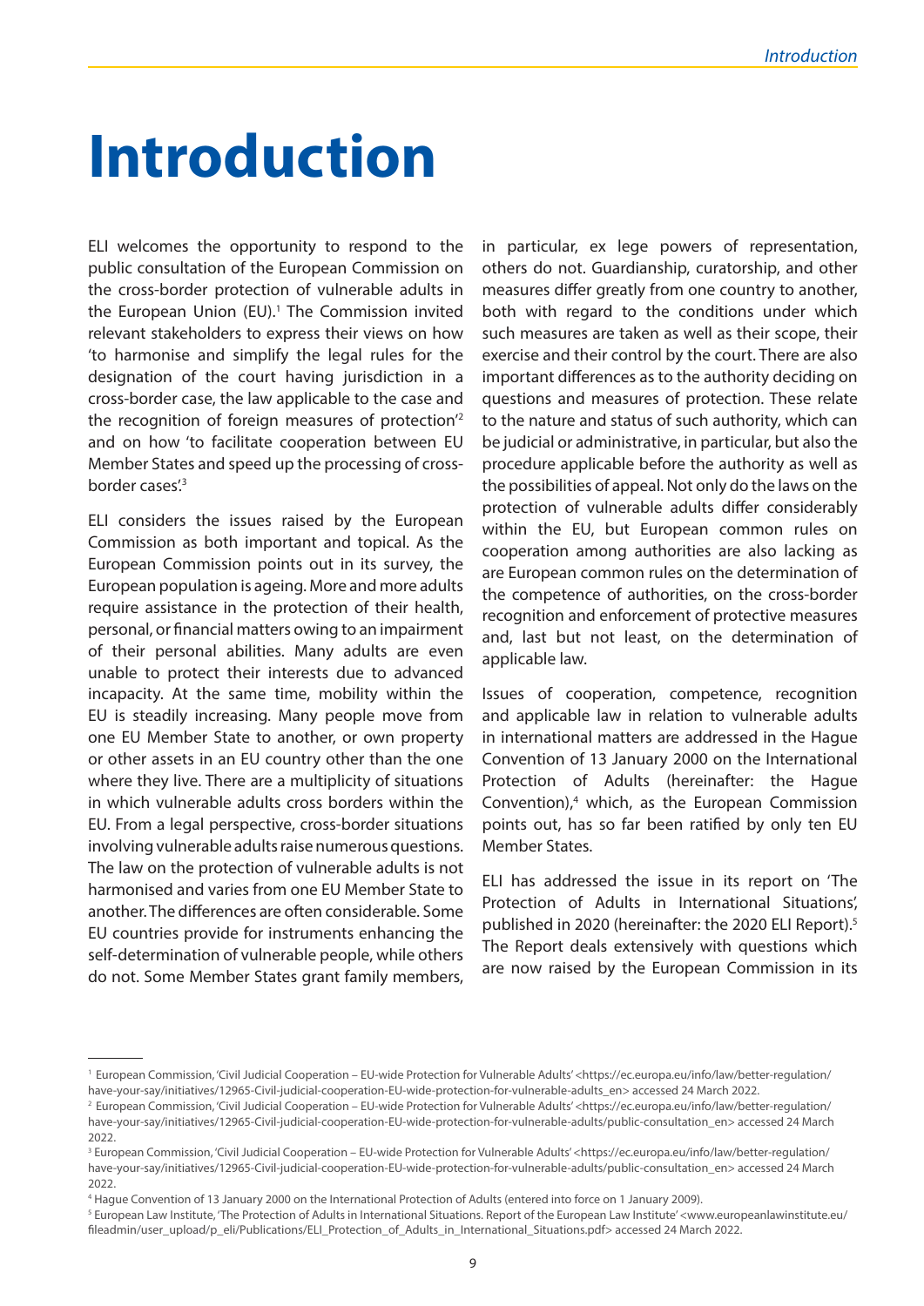# Introduction

ELI welcomes the opportunity to respond to the public consultation of the European Commission on the cross-border protection of vulnerable adults in the European Union (EU).[1] The Commission invited relevant stakeholders to express their views on how 'to harmonise and simplify the legal rules for the designation of the court having jurisdiction in a cross-border case, the law applicable to the case and the recognition of foreign measures of protection'[2] and on how 'to facilitate cooperation between EU Member States and speed up the processing of cross-border cases'.[3]

ELI considers the issues raised by the European Commission as both important and topical. As the European Commission points out in its survey, the European population is ageing. More and more adults require assistance in the protection of their health, personal, or financial matters owing to an impairment of their personal abilities. Many adults are even unable to protect their interests due to advanced incapacity. At the same time, mobility within the EU is steadily increasing. Many people move from one EU Member State to another, or own property or other assets in an EU country other than the one where they live. There are a multiplicity of situations in which vulnerable adults cross borders within the EU. From a legal perspective, cross-border situations involving vulnerable adults raise numerous questions. The law on the protection of vulnerable adults is not harmonised and varies from one EU Member State to another. The differences are often considerable. Some EU countries provide for instruments enhancing the self-determination of vulnerable people, while others do not. Some Member States grant family members, in particular, ex lege powers of representation, others do not. Guardianship, curatorship, and other measures differ greatly from one country to another, both with regard to the conditions under which such measures are taken as well as their scope, their exercise and their control by the court. There are also important differences as to the authority deciding on questions and measures of protection. These relate to the nature and status of such authority, which can be judicial or administrative, in particular, but also the procedure applicable before the authority as well as the possibilities of appeal. Not only do the laws on the protection of vulnerable adults differ considerably within the EU, but European common rules on cooperation among authorities are also lacking as are European common rules on the determination of the competence of authorities, on the cross-border recognition and enforcement of protective measures and, last but not least, on the determination of applicable law.

Issues of cooperation, competence, recognition and applicable law in relation to vulnerable adults in international matters are addressed in the Hague Convention of 13 January 2000 on the International Protection of Adults (hereinafter: the Hague Convention),[4] which, as the European Commission points out, has so far been ratified by only ten EU Member States.

ELI has addressed the issue in its report on 'The Protection of Adults in International Situations', published in 2020 (hereinafter: the 2020 ELI Report).[5] The Report deals extensively with questions which are now raised by the European Commission in its

---

[1] European Commission, 'Civil Judicial Cooperation – EU-wide Protection for Vulnerable Adults' <https://ec.europa.eu/info/law/better-regulation/have-your-say/initiatives/12965-Civil-judicial-cooperation-EU-wide-protection-for-vulnerable-adults_en> accessed 24 March 2022.

[2] European Commission, 'Civil Judicial Cooperation – EU-wide Protection for Vulnerable Adults' <https://ec.europa.eu/info/law/better-regulation/have-your-say/initiatives/12965-Civil-judicial-cooperation-EU-wide-protection-for-vulnerable-adults/public-consultation_en> accessed 24 March 2022.

[3] European Commission, 'Civil Judicial Cooperation – EU-wide Protection for Vulnerable Adults' <https://ec.europa.eu/info/law/better-regulation/have-your-say/initiatives/12965-Civil-judicial-cooperation-EU-wide-protection-for-vulnerable-adults/public-consultation_en> accessed 24 March 2022.

[4] Hague Convention of 13 January 2000 on the International Protection of Adults (entered into force on 1 January 2009).

[5] European Law Institute, 'The Protection of Adults in International Situations. Report of the European Law Institute' <www.europeanlawinstitute.eu/fileadmin/user_upload/p_eli/Publications/ELI_Protection_of_Adults_in_International_Situations.pdf> accessed 24 March 2022.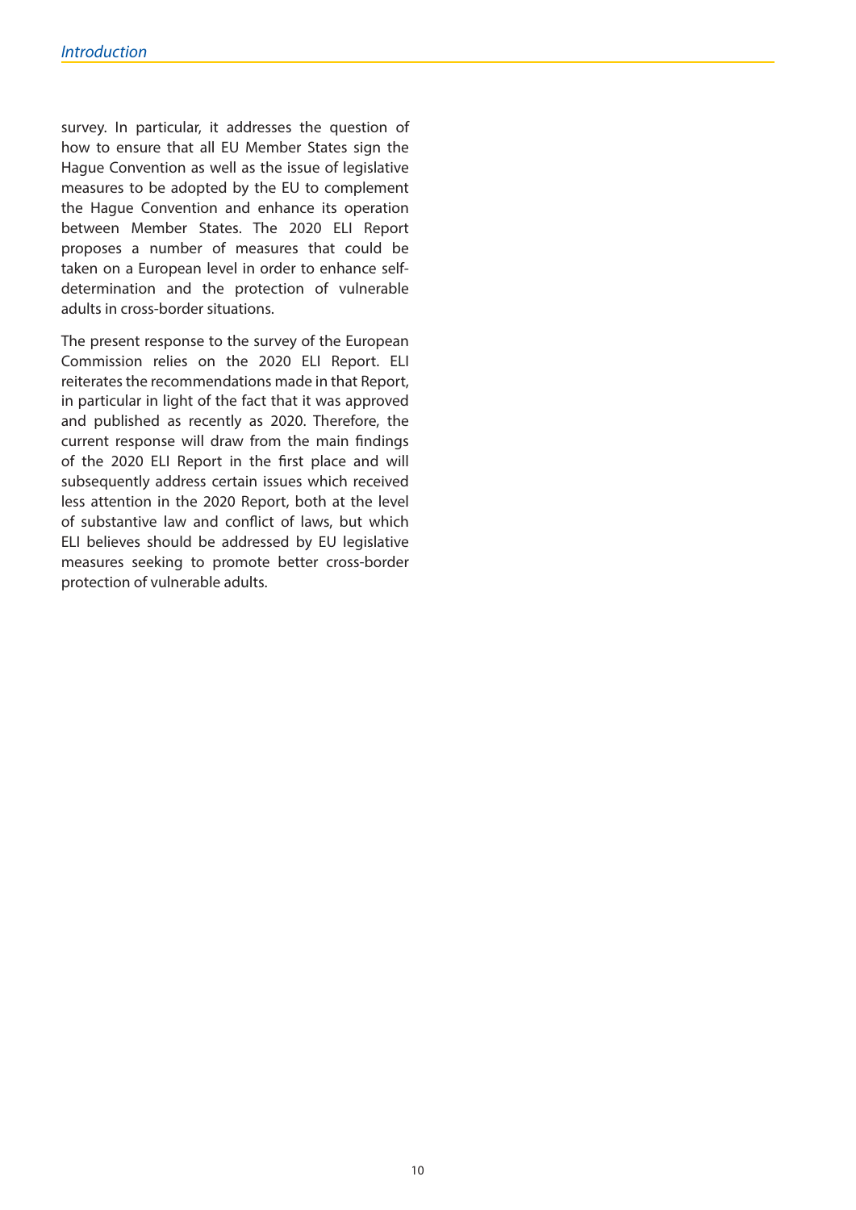survey. In particular, it addresses the question of how to ensure that all EU Member States sign the Hague Convention as well as the issue of legislative measures to be adopted by the EU to complement the Hague Convention and enhance its operation between Member States. The 2020 ELI Report proposes a number of measures that could be taken on a European level in order to enhance self-determination and the protection of vulnerable adults in cross-border situations.

The present response to the survey of the European Commission relies on the 2020 ELI Report. ELI reiterates the recommendations made in that Report, in particular in light of the fact that it was approved and published as recently as 2020. Therefore, the current response will draw from the main findings of the 2020 ELI Report in the first place and will subsequently address certain issues which received less attention in the 2020 Report, both at the level of substantive law and conflict of laws, but which ELI believes should be addressed by EU legislative measures seeking to promote better cross-border protection of vulnerable adults.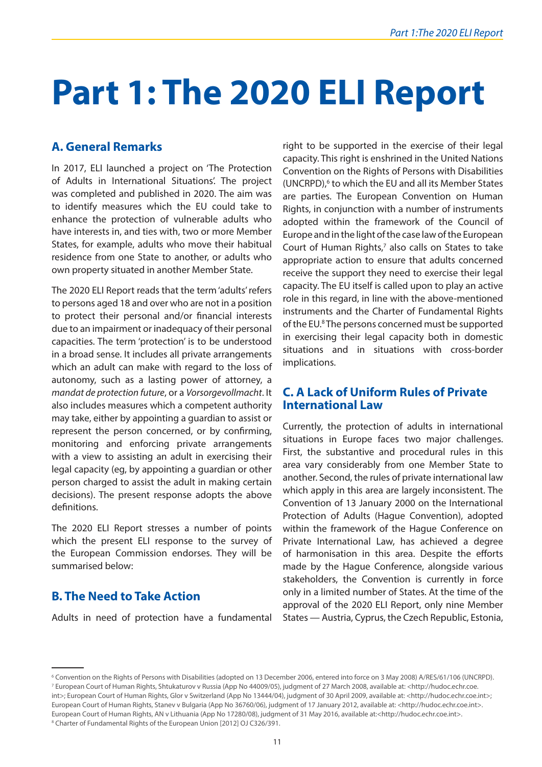# Part 1: The 2020 ELI Report

## A. General Remarks

In 2017, ELI launched a project on 'The Protection of Adults in International Situations'. The project was completed and published in 2020. The aim was to identify measures which the EU could take to enhance the protection of vulnerable adults who have interests in, and ties with, two or more Member States, for example, adults who move their habitual residence from one State to another, or adults who own property situated in another Member State.

The 2020 ELI Report reads that the term 'adults' refers to persons aged 18 and over who are not in a position to protect their personal and/or financial interests due to an impairment or inadequacy of their personal capacities. The term 'protection' is to be understood in a broad sense. It includes all private arrangements which an adult can make with regard to the loss of autonomy, such as a lasting power of attorney, a *mandat de protection future*, or a *Vorsorgevollmacht*. It also includes measures which a competent authority may take, either by appointing a guardian to assist or represent the person concerned, or by confirming, monitoring and enforcing private arrangements with a view to assisting an adult in exercising their legal capacity (eg, by appointing a guardian or other person charged to assist the adult in making certain decisions). The present response adopts the above definitions.

The 2020 ELI Report stresses a number of points which the present ELI response to the survey of the European Commission endorses. They will be summarised below:

## B. The Need to Take Action

Adults in need of protection have a fundamental right to be supported in the exercise of their legal capacity. This right is enshrined in the United Nations Convention on the Rights of Persons with Disabilities (UNCRPD),[6] to which the EU and all its Member States are parties. The European Convention on Human Rights, in conjunction with a number of instruments adopted within the framework of the Council of Europe and in the light of the case law of the European Court of Human Rights,[7] also calls on States to take appropriate action to ensure that adults concerned receive the support they need to exercise their legal capacity. The EU itself is called upon to play an active role in this regard, in line with the above-mentioned instruments and the Charter of Fundamental Rights of the EU.[8] The persons concerned must be supported in exercising their legal capacity both in domestic situations and in situations with cross-border implications.

## C. A Lack of Uniform Rules of Private International Law

Currently, the protection of adults in international situations in Europe faces two major challenges. First, the substantive and procedural rules in this area vary considerably from one Member State to another. Second, the rules of private international law which apply in this area are largely inconsistent. The Convention of 13 January 2000 on the International Protection of Adults (Hague Convention), adopted within the framework of the Hague Conference on Private International Law, has achieved a degree of harmonisation in this area. Despite the efforts made by the Hague Conference, alongside various stakeholders, the Convention is currently in force only in a limited number of States. At the time of the approval of the 2020 ELI Report, only nine Member States — Austria, Cyprus, the Czech Republic, Estonia,

---

[6] Convention on the Rights of Persons with Disabilities (adopted on 13 December 2006, entered into force on 3 May 2008) A/RES/61/106 (UNCRPD).

[7] European Court of Human Rights, Shtukaturov v Russia (App No 44009/05), judgment of 27 March 2008, available at: <http://hudoc.echr.coe.int>; European Court of Human Rights, Glor v Switzerland (App No 13444/04), judgment of 30 April 2009, available at: <http://hudoc.echr.coe.int>; European Court of Human Rights, Stanev v Bulgaria (App No 36760/06), judgment of 17 January 2012, available at: <http://hudoc.echr.coe.int>. European Court of Human Rights, AN v Lithuania (App No 17280/08), judgment of 31 May 2016, available at:<http://hudoc.echr.coe.int>.

[8] Charter of Fundamental Rights of the European Union [2012] OJ C326/391.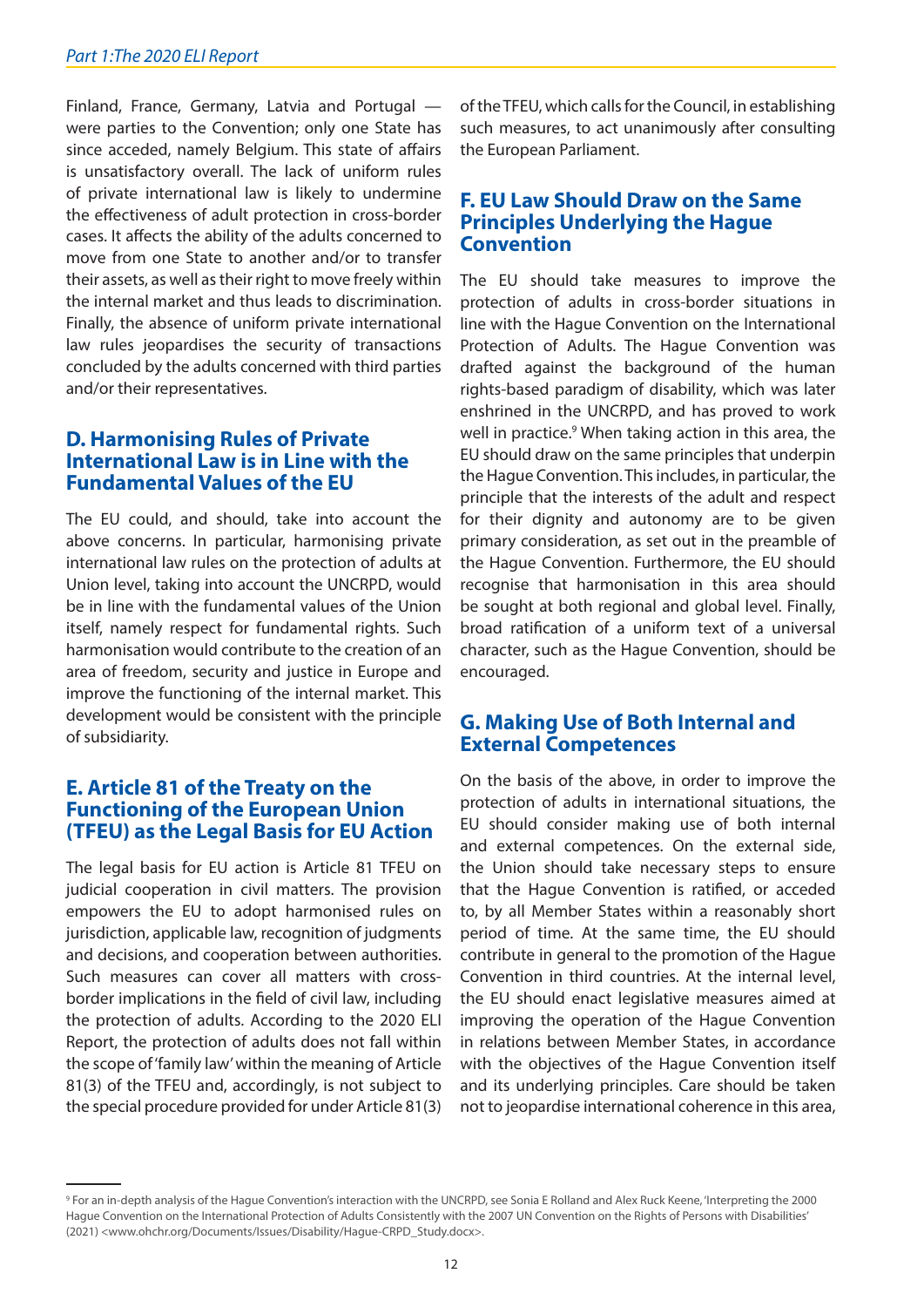Finland, France, Germany, Latvia and Portugal — were parties to the Convention; only one State has since acceded, namely Belgium. This state of affairs is unsatisfactory overall. The lack of uniform rules of private international law is likely to undermine the effectiveness of adult protection in cross-border cases. It affects the ability of the adults concerned to move from one State to another and/or to transfer their assets, as well as their right to move freely within the internal market and thus leads to discrimination. Finally, the absence of uniform private international law rules jeopardises the security of transactions concluded by the adults concerned with third parties and/or their representatives.

## D. Harmonising Rules of Private International Law is in Line with the Fundamental Values of the EU

The EU could, and should, take into account the above concerns. In particular, harmonising private international law rules on the protection of adults at Union level, taking into account the UNCRPD, would be in line with the fundamental values of the Union itself, namely respect for fundamental rights. Such harmonisation would contribute to the creation of an area of freedom, security and justice in Europe and improve the functioning of the internal market. This development would be consistent with the principle of subsidiarity.

## E. Article 81 of the Treaty on the Functioning of the European Union (TFEU) as the Legal Basis for EU Action

The legal basis for EU action is Article 81 TFEU on judicial cooperation in civil matters. The provision empowers the EU to adopt harmonised rules on jurisdiction, applicable law, recognition of judgments and decisions, and cooperation between authorities. Such measures can cover all matters with cross-border implications in the field of civil law, including the protection of adults. According to the 2020 ELI Report, the protection of adults does not fall within the scope of 'family law' within the meaning of Article 81(3) of the TFEU and, accordingly, is not subject to the special procedure provided for under Article 81(3) of the TFEU, which calls for the Council, in establishing such measures, to act unanimously after consulting the European Parliament.

## F. EU Law Should Draw on the Same Principles Underlying the Hague Convention

The EU should take measures to improve the protection of adults in cross-border situations in line with the Hague Convention on the International Protection of Adults. The Hague Convention was drafted against the background of the human rights-based paradigm of disability, which was later enshrined in the UNCRPD, and has proved to work well in practice.[9] When taking action in this area, the EU should draw on the same principles that underpin the Hague Convention. This includes, in particular, the principle that the interests of the adult and respect for their dignity and autonomy are to be given primary consideration, as set out in the preamble of the Hague Convention. Furthermore, the EU should recognise that harmonisation in this area should be sought at both regional and global level. Finally, broad ratification of a uniform text of a universal character, such as the Hague Convention, should be encouraged.

## G. Making Use of Both Internal and External Competences

On the basis of the above, in order to improve the protection of adults in international situations, the EU should consider making use of both internal and external competences. On the external side, the Union should take necessary steps to ensure that the Hague Convention is ratified, or acceded to, by all Member States within a reasonably short period of time. At the same time, the EU should contribute in general to the promotion of the Hague Convention in third countries. At the internal level, the EU should enact legislative measures aimed at improving the operation of the Hague Convention in relations between Member States, in accordance with the objectives of the Hague Convention itself and its underlying principles. Care should be taken not to jeopardise international coherence in this area,

---

[9] For an in-depth analysis of the Hague Convention's interaction with the UNCRPD, see Sonia E Rolland and Alex Ruck Keene, 'Interpreting the 2000 Hague Convention on the International Protection of Adults Consistently with the 2007 UN Convention on the Rights of Persons with Disabilities' (2021) <www.ohchr.org/Documents/Issues/Disability/Hague-CRPD_Study.docx>.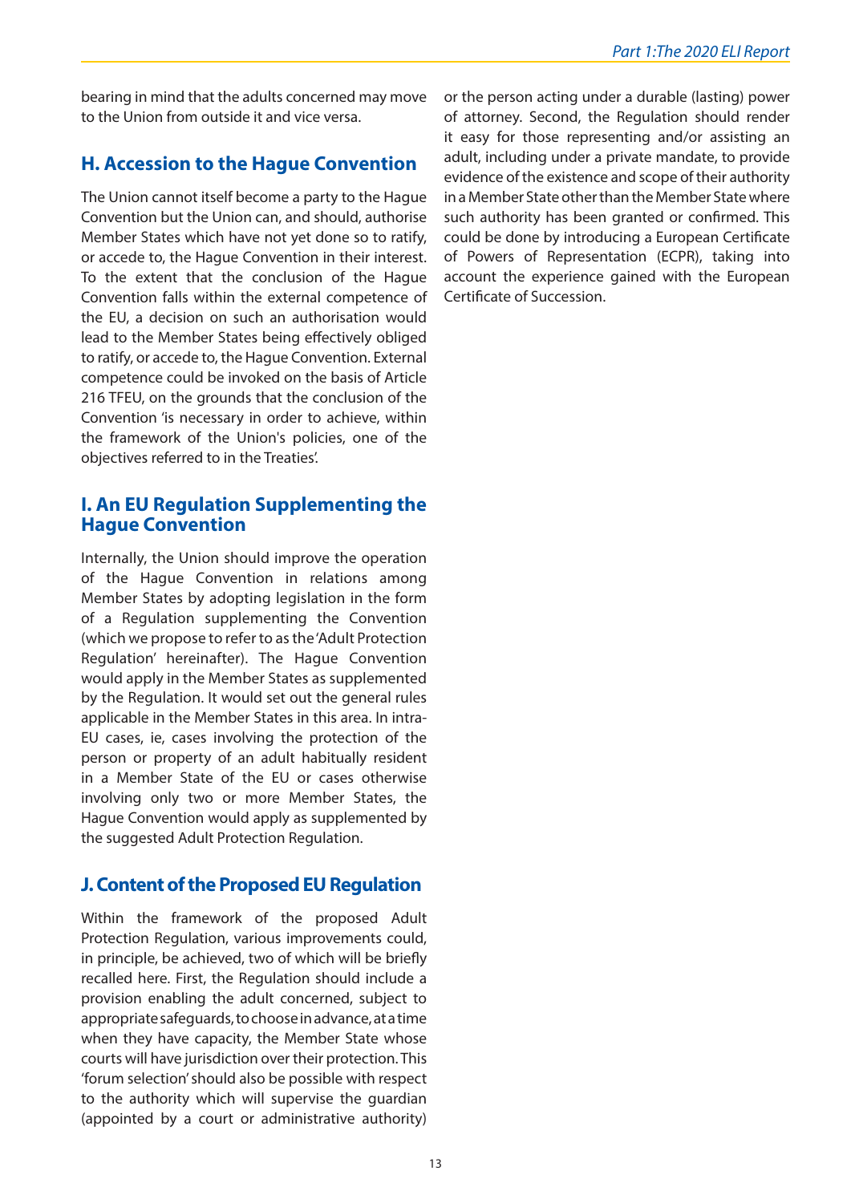bearing in mind that the adults concerned may move to the Union from outside it and vice versa.

## H. Accession to the Hague Convention

The Union cannot itself become a party to the Hague Convention but the Union can, and should, authorise Member States which have not yet done so to ratify, or accede to, the Hague Convention in their interest. To the extent that the conclusion of the Hague Convention falls within the external competence of the EU, a decision on such an authorisation would lead to the Member States being effectively obliged to ratify, or accede to, the Hague Convention. External competence could be invoked on the basis of Article 216 TFEU, on the grounds that the conclusion of the Convention 'is necessary in order to achieve, within the framework of the Union's policies, one of the objectives referred to in the Treaties'.

## I. An EU Regulation Supplementing the Hague Convention

Internally, the Union should improve the operation of the Hague Convention in relations among Member States by adopting legislation in the form of a Regulation supplementing the Convention (which we propose to refer to as the 'Adult Protection Regulation' hereinafter). The Hague Convention would apply in the Member States as supplemented by the Regulation. It would set out the general rules applicable in the Member States in this area. In intra-EU cases, ie, cases involving the protection of the person or property of an adult habitually resident in a Member State of the EU or cases otherwise involving only two or more Member States, the Hague Convention would apply as supplemented by the suggested Adult Protection Regulation.

## J. Content of the Proposed EU Regulation

Within the framework of the proposed Adult Protection Regulation, various improvements could, in principle, be achieved, two of which will be briefly recalled here. First, the Regulation should include a provision enabling the adult concerned, subject to appropriate safeguards, to choose in advance, at a time when they have capacity, the Member State whose courts will have jurisdiction over their protection. This 'forum selection' should also be possible with respect to the authority which will supervise the guardian (appointed by a court or administrative authority) or the person acting under a durable (lasting) power of attorney. Second, the Regulation should render it easy for those representing and/or assisting an adult, including under a private mandate, to provide evidence of the existence and scope of their authority in a Member State other than the Member State where such authority has been granted or confirmed. This could be done by introducing a European Certificate of Powers of Representation (ECPR), taking into account the experience gained with the European Certificate of Succession.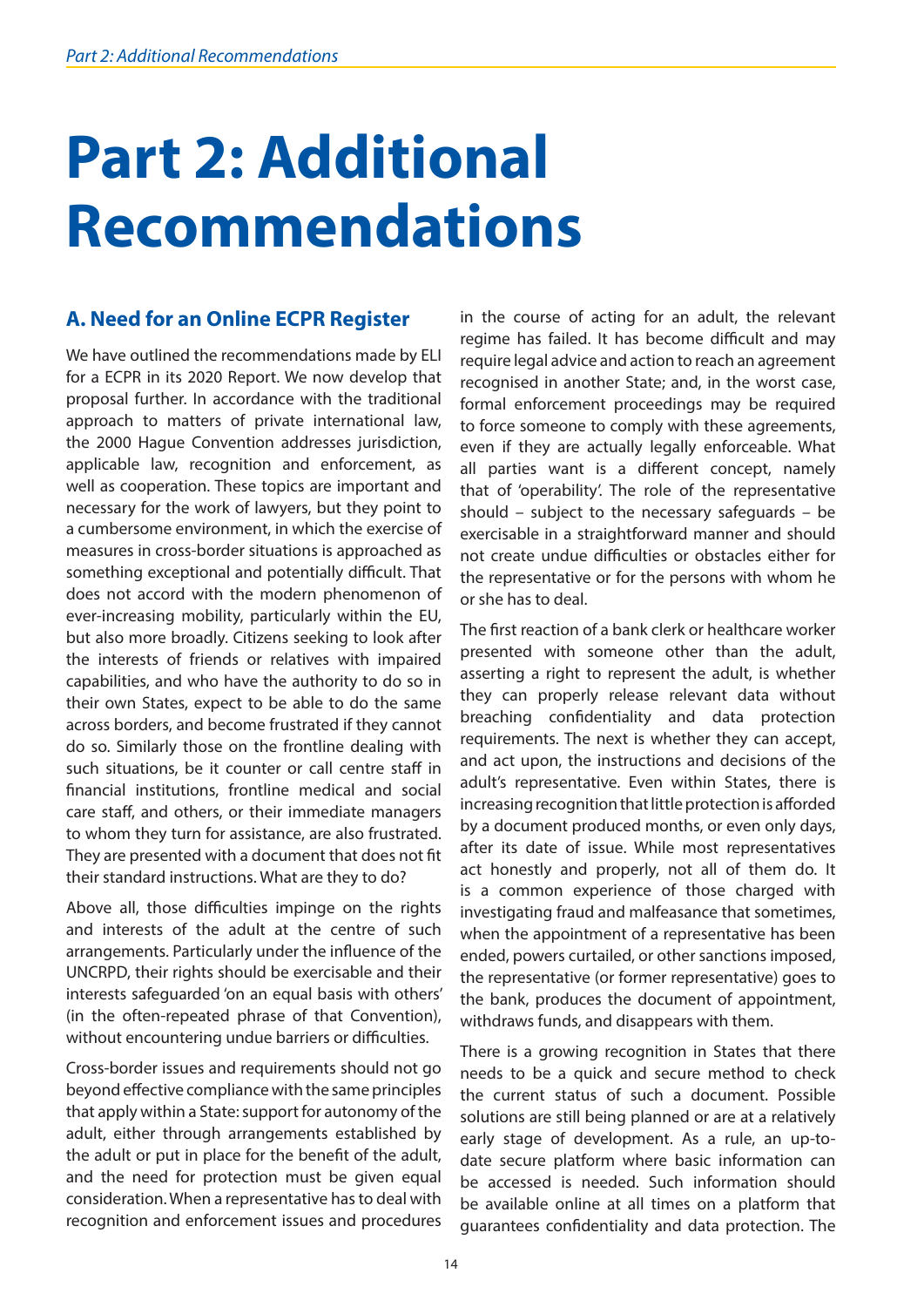# Part 2: Additional Recommendations

## A. Need for an Online ECPR Register

We have outlined the recommendations made by ELI for a ECPR in its 2020 Report. We now develop that proposal further. In accordance with the traditional approach to matters of private international law, the 2000 Hague Convention addresses jurisdiction, applicable law, recognition and enforcement, as well as cooperation. These topics are important and necessary for the work of lawyers, but they point to a cumbersome environment, in which the exercise of measures in cross-border situations is approached as something exceptional and potentially difficult. That does not accord with the modern phenomenon of ever-increasing mobility, particularly within the EU, but also more broadly. Citizens seeking to look after the interests of friends or relatives with impaired capabilities, and who have the authority to do so in their own States, expect to be able to do the same across borders, and become frustrated if they cannot do so. Similarly those on the frontline dealing with such situations, be it counter or call centre staff in financial institutions, frontline medical and social care staff, and others, or their immediate managers to whom they turn for assistance, are also frustrated. They are presented with a document that does not fit their standard instructions. What are they to do?

Above all, those difficulties impinge on the rights and interests of the adult at the centre of such arrangements. Particularly under the influence of the UNCRPD, their rights should be exercisable and their interests safeguarded 'on an equal basis with others' (in the often-repeated phrase of that Convention), without encountering undue barriers or difficulties.

Cross-border issues and requirements should not go beyond effective compliance with the same principles that apply within a State: support for autonomy of the adult, either through arrangements established by the adult or put in place for the benefit of the adult, and the need for protection must be given equal consideration. When a representative has to deal with recognition and enforcement issues and procedures in the course of acting for an adult, the relevant regime has failed. It has become difficult and may require legal advice and action to reach an agreement recognised in another State; and, in the worst case, formal enforcement proceedings may be required to force someone to comply with these agreements, even if they are actually legally enforceable. What all parties want is a different concept, namely that of 'operability'. The role of the representative should – subject to the necessary safeguards – be exercisable in a straightforward manner and should not create undue difficulties or obstacles either for the representative or for the persons with whom he or she has to deal.

The first reaction of a bank clerk or healthcare worker presented with someone other than the adult, asserting a right to represent the adult, is whether they can properly release relevant data without breaching confidentiality and data protection requirements. The next is whether they can accept, and act upon, the instructions and decisions of the adult's representative. Even within States, there is increasing recognition that little protection is afforded by a document produced months, or even only days, after its date of issue. While most representatives act honestly and properly, not all of them do. It is a common experience of those charged with investigating fraud and malfeasance that sometimes, when the appointment of a representative has been ended, powers curtailed, or other sanctions imposed, the representative (or former representative) goes to the bank, produces the document of appointment, withdraws funds, and disappears with them.

There is a growing recognition in States that there needs to be a quick and secure method to check the current status of such a document. Possible solutions are still being planned or are at a relatively early stage of development. As a rule, an up-to-date secure platform where basic information can be accessed is needed. Such information should be available online at all times on a platform that guarantees confidentiality and data protection. The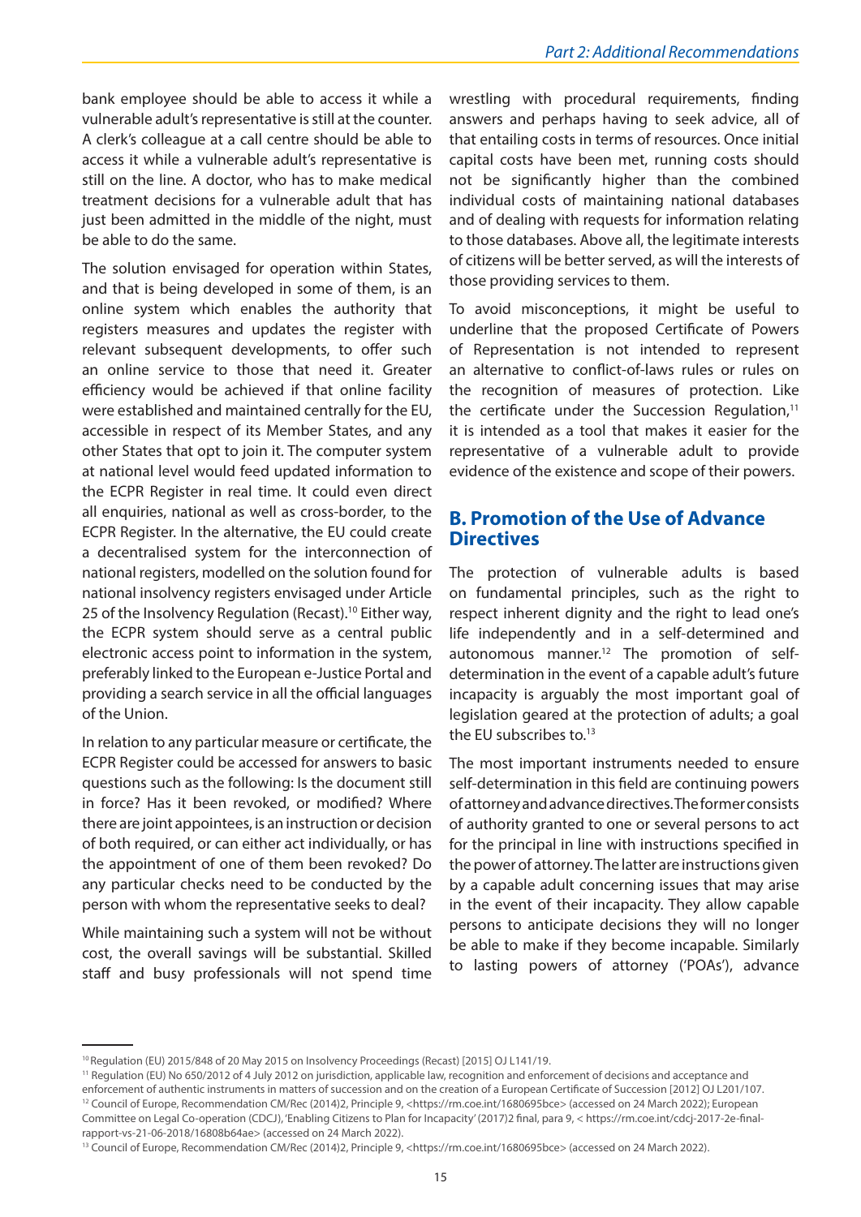bank employee should be able to access it while a vulnerable adult's representative is still at the counter. A clerk's colleague at a call centre should be able to access it while a vulnerable adult's representative is still on the line. A doctor, who has to make medical treatment decisions for a vulnerable adult that has just been admitted in the middle of the night, must be able to do the same.

The solution envisaged for operation within States, and that is being developed in some of them, is an online system which enables the authority that registers measures and updates the register with relevant subsequent developments, to offer such an online service to those that need it. Greater efficiency would be achieved if that online facility were established and maintained centrally for the EU, accessible in respect of its Member States, and any other States that opt to join it. The computer system at national level would feed updated information to the ECPR Register in real time. It could even direct all enquiries, national as well as cross-border, to the ECPR Register. In the alternative, the EU could create a decentralised system for the interconnection of national registers, modelled on the solution found for national insolvency registers envisaged under Article 25 of the Insolvency Regulation (Recast).[10] Either way, the ECPR system should serve as a central public electronic access point to information in the system, preferably linked to the European e-Justice Portal and providing a search service in all the official languages of the Union.

In relation to any particular measure or certificate, the ECPR Register could be accessed for answers to basic questions such as the following: Is the document still in force? Has it been revoked, or modified? Where there are joint appointees, is an instruction or decision of both required, or can either act individually, or has the appointment of one of them been revoked? Do any particular checks need to be conducted by the person with whom the representative seeks to deal?

While maintaining such a system will not be without cost, the overall savings will be substantial. Skilled staff and busy professionals will not spend time wrestling with procedural requirements, finding answers and perhaps having to seek advice, all of that entailing costs in terms of resources. Once initial capital costs have been met, running costs should not be significantly higher than the combined individual costs of maintaining national databases and of dealing with requests for information relating to those databases. Above all, the legitimate interests of citizens will be better served, as will the interests of those providing services to them.

To avoid misconceptions, it might be useful to underline that the proposed Certificate of Powers of Representation is not intended to represent an alternative to conflict-of-laws rules or rules on the recognition of measures of protection. Like the certificate under the Succession Regulation,[11] it is intended as a tool that makes it easier for the representative of a vulnerable adult to provide evidence of the existence and scope of their powers.

## B. Promotion of the Use of Advance Directives

The protection of vulnerable adults is based on fundamental principles, such as the right to respect inherent dignity and the right to lead one's life independently and in a self-determined and autonomous manner.[12] The promotion of self-determination in the event of a capable adult's future incapacity is arguably the most important goal of legislation geared at the protection of adults; a goal the EU subscribes to.[13]

The most important instruments needed to ensure self-determination in this field are continuing powers of attorney and advance directives. The former consists of authority granted to one or several persons to act for the principal in line with instructions specified in the power of attorney. The latter are instructions given by a capable adult concerning issues that may arise in the event of their incapacity. They allow capable persons to anticipate decisions they will no longer be able to make if they become incapable. Similarly to lasting powers of attorney ('POAs'), advance

---

[10] Regulation (EU) 2015/848 of 20 May 2015 on Insolvency Proceedings (Recast) [2015] OJ L141/19.

[11] Regulation (EU) No 650/2012 of 4 July 2012 on jurisdiction, applicable law, recognition and enforcement of decisions and acceptance and enforcement of authentic instruments in matters of succession and on the creation of a European Certificate of Succession [2012] OJ L201/107.

[12] Council of Europe, Recommendation CM/Rec (2014)2, Principle 9, <https://rm.coe.int/1680695bce> (accessed on 24 March 2022); European Committee on Legal Co-operation (CDCJ), 'Enabling Citizens to Plan for Incapacity' (2017)2 final, para 9, < https://rm.coe.int/cdcj-2017-2e-final-rapport-vs-21-06-2018/16808b64ae> (accessed on 24 March 2022).

[13] Council of Europe, Recommendation CM/Rec (2014)2, Principle 9, <https://rm.coe.int/1680695bce> (accessed on 24 March 2022).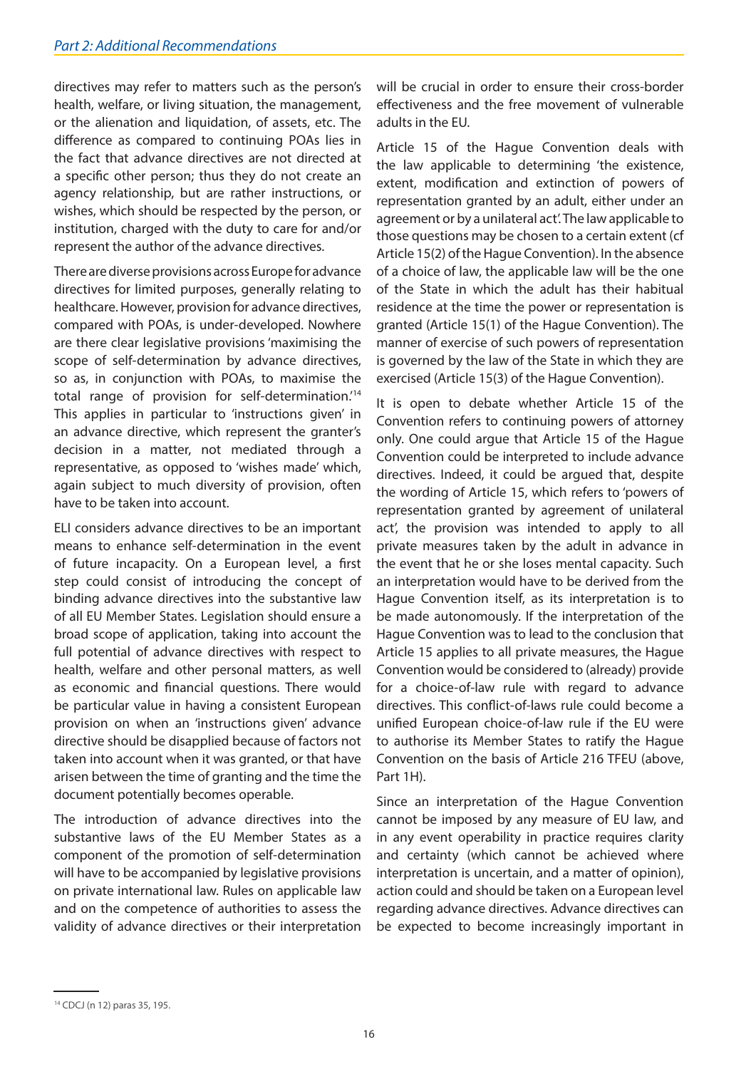directives may refer to matters such as the person's health, welfare, or living situation, the management, or the alienation and liquidation, of assets, etc. The difference as compared to continuing POAs lies in the fact that advance directives are not directed at a specific other person; thus they do not create an agency relationship, but are rather instructions, or wishes, which should be respected by the person, or institution, charged with the duty to care for and/or represent the author of the advance directives.

There are diverse provisions across Europe for advance directives for limited purposes, generally relating to healthcare. However, provision for advance directives, compared with POAs, is under-developed. Nowhere are there clear legislative provisions 'maximising the scope of self-determination by advance directives, so as, in conjunction with POAs, to maximise the total range of provision for self-determination.'[14] This applies in particular to 'instructions given' in an advance directive, which represent the granter's decision in a matter, not mediated through a representative, as opposed to 'wishes made' which, again subject to much diversity of provision, often have to be taken into account.

ELI considers advance directives to be an important means to enhance self-determination in the event of future incapacity. On a European level, a first step could consist of introducing the concept of binding advance directives into the substantive law of all EU Member States. Legislation should ensure a broad scope of application, taking into account the full potential of advance directives with respect to health, welfare and other personal matters, as well as economic and financial questions. There would be particular value in having a consistent European provision on when an 'instructions given' advance directive should be disapplied because of factors not taken into account when it was granted, or that have arisen between the time of granting and the time the document potentially becomes operable.

The introduction of advance directives into the substantive laws of the EU Member States as a component of the promotion of self-determination will have to be accompanied by legislative provisions on private international law. Rules on applicable law and on the competence of authorities to assess the validity of advance directives or their interpretation will be crucial in order to ensure their cross-border effectiveness and the free movement of vulnerable adults in the EU.

Article 15 of the Hague Convention deals with the law applicable to determining 'the existence, extent, modification and extinction of powers of representation granted by an adult, either under an agreement or by a unilateral act'. The law applicable to those questions may be chosen to a certain extent (cf Article 15(2) of the Hague Convention). In the absence of a choice of law, the applicable law will be the one of the State in which the adult has their habitual residence at the time the power or representation is granted (Article 15(1) of the Hague Convention). The manner of exercise of such powers of representation is governed by the law of the State in which they are exercised (Article 15(3) of the Hague Convention).

It is open to debate whether Article 15 of the Convention refers to continuing powers of attorney only. One could argue that Article 15 of the Hague Convention could be interpreted to include advance directives. Indeed, it could be argued that, despite the wording of Article 15, which refers to 'powers of representation granted by agreement of unilateral act', the provision was intended to apply to all private measures taken by the adult in advance in the event that he or she loses mental capacity. Such an interpretation would have to be derived from the Hague Convention itself, as its interpretation is to be made autonomously. If the interpretation of the Hague Convention was to lead to the conclusion that Article 15 applies to all private measures, the Hague Convention would be considered to (already) provide for a choice-of-law rule with regard to advance directives. This conflict-of-laws rule could become a unified European choice-of-law rule if the EU were to authorise its Member States to ratify the Hague Convention on the basis of Article 216 TFEU (above, Part 1H).

Since an interpretation of the Hague Convention cannot be imposed by any measure of EU law, and in any event operability in practice requires clarity and certainty (which cannot be achieved where interpretation is uncertain, and a matter of opinion), action could and should be taken on a European level regarding advance directives. Advance directives can be expected to become increasingly important in

[14] CDCJ (n 12) paras 35, 195.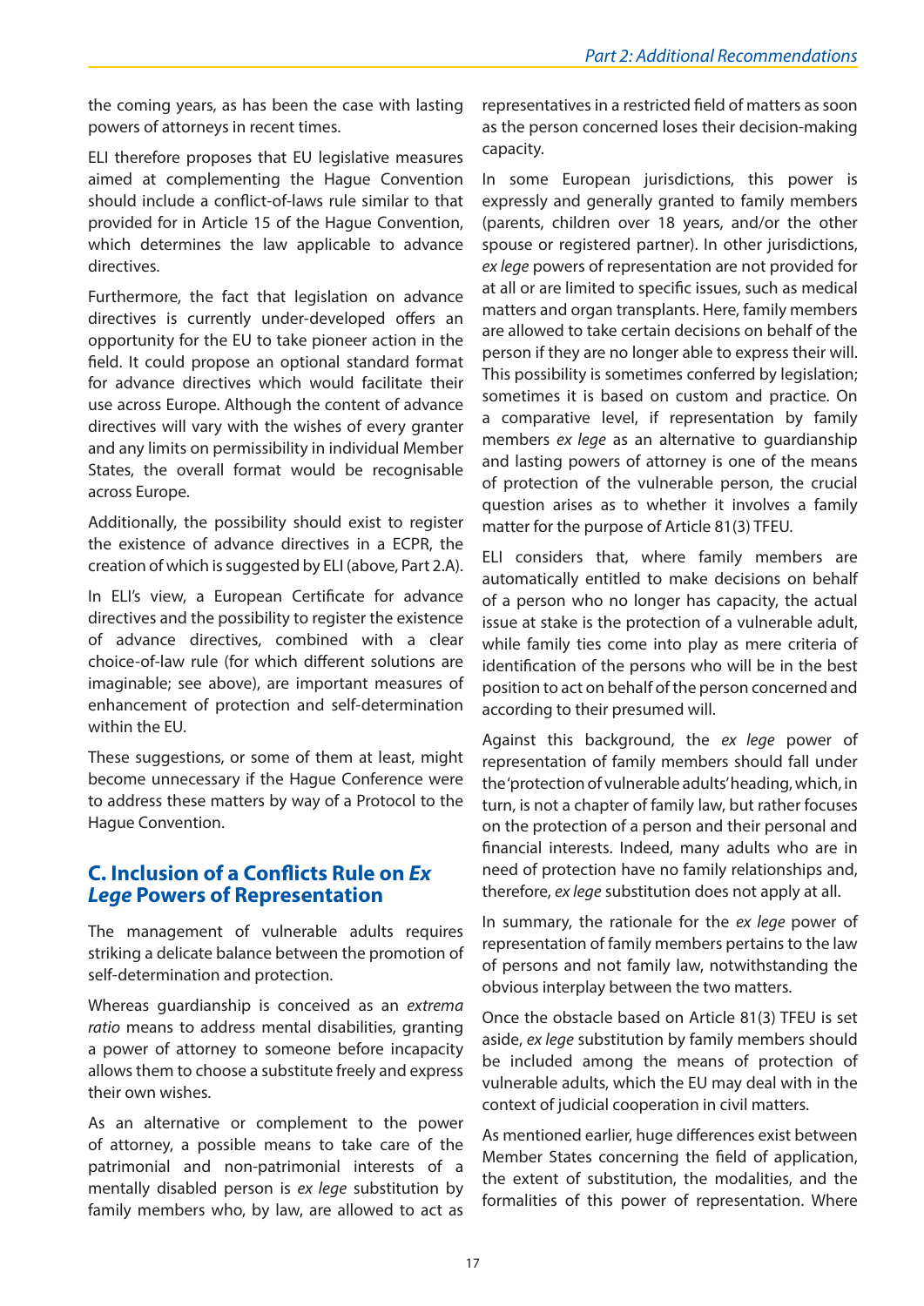the coming years, as has been the case with lasting powers of attorneys in recent times.

ELI therefore proposes that EU legislative measures aimed at complementing the Hague Convention should include a conflict-of-laws rule similar to that provided for in Article 15 of the Hague Convention, which determines the law applicable to advance directives.

Furthermore, the fact that legislation on advance directives is currently under-developed offers an opportunity for the EU to take pioneer action in the field. It could propose an optional standard format for advance directives which would facilitate their use across Europe. Although the content of advance directives will vary with the wishes of every granter and any limits on permissibility in individual Member States, the overall format would be recognisable across Europe.

Additionally, the possibility should exist to register the existence of advance directives in a ECPR, the creation of which is suggested by ELI (above, Part 2.A).

In ELI's view, a European Certificate for advance directives and the possibility to register the existence of advance directives, combined with a clear choice-of-law rule (for which different solutions are imaginable; see above), are important measures of enhancement of protection and self-determination within the EU.

These suggestions, or some of them at least, might become unnecessary if the Hague Conference were to address these matters by way of a Protocol to the Hague Convention.

## C. Inclusion of a Conflicts Rule on *Ex Lege* Powers of Representation

The management of vulnerable adults requires striking a delicate balance between the promotion of self-determination and protection.

Whereas guardianship is conceived as an *extrema ratio* means to address mental disabilities, granting a power of attorney to someone before incapacity allows them to choose a substitute freely and express their own wishes.

As an alternative or complement to the power of attorney, a possible means to take care of the patrimonial and non-patrimonial interests of a mentally disabled person is *ex lege* substitution by family members who, by law, are allowed to act as representatives in a restricted field of matters as soon as the person concerned loses their decision-making capacity.

In some European jurisdictions, this power is expressly and generally granted to family members (parents, children over 18 years, and/or the other spouse or registered partner). In other jurisdictions, *ex lege* powers of representation are not provided for at all or are limited to specific issues, such as medical matters and organ transplants. Here, family members are allowed to take certain decisions on behalf of the person if they are no longer able to express their will. This possibility is sometimes conferred by legislation; sometimes it is based on custom and practice. On a comparative level, if representation by family members *ex lege* as an alternative to guardianship and lasting powers of attorney is one of the means of protection of the vulnerable person, the crucial question arises as to whether it involves a family matter for the purpose of Article 81(3) TFEU.

ELI considers that, where family members are automatically entitled to make decisions on behalf of a person who no longer has capacity, the actual issue at stake is the protection of a vulnerable adult, while family ties come into play as mere criteria of identification of the persons who will be in the best position to act on behalf of the person concerned and according to their presumed will.

Against this background, the *ex lege* power of representation of family members should fall under the 'protection of vulnerable adults' heading, which, in turn, is not a chapter of family law, but rather focuses on the protection of a person and their personal and financial interests. Indeed, many adults who are in need of protection have no family relationships and, therefore, *ex lege* substitution does not apply at all.

In summary, the rationale for the *ex lege* power of representation of family members pertains to the law of persons and not family law, notwithstanding the obvious interplay between the two matters.

Once the obstacle based on Article 81(3) TFEU is set aside, *ex lege* substitution by family members should be included among the means of protection of vulnerable adults, which the EU may deal with in the context of judicial cooperation in civil matters.

As mentioned earlier, huge differences exist between Member States concerning the field of application, the extent of substitution, the modalities, and the formalities of this power of representation. Where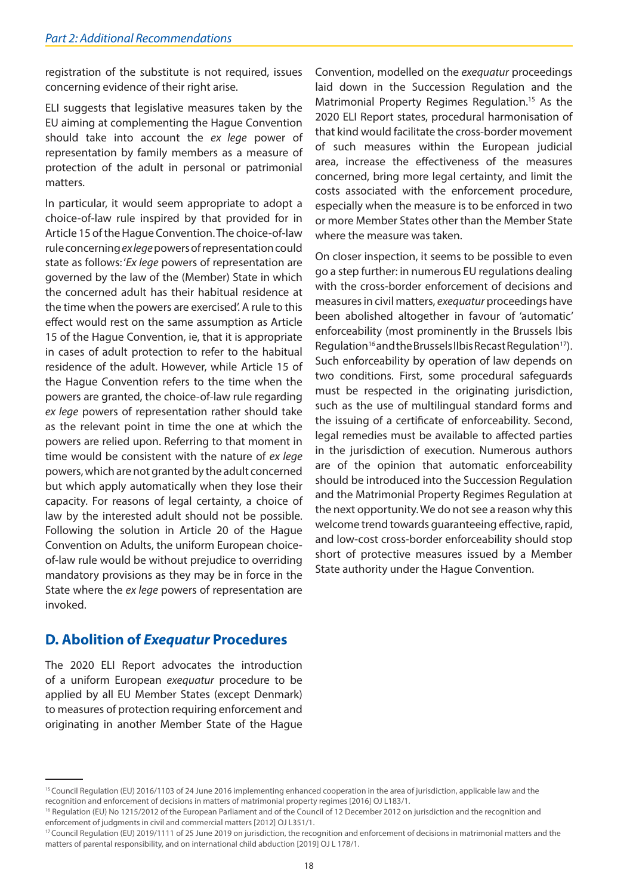registration of the substitute is not required, issues concerning evidence of their right arise.

ELI suggests that legislative measures taken by the EU aiming at complementing the Hague Convention should take into account the *ex lege* power of representation by family members as a measure of protection of the adult in personal or patrimonial matters.

In particular, it would seem appropriate to adopt a choice-of-law rule inspired by that provided for in Article 15 of the Hague Convention. The choice-of-law rule concerning *ex lege* powers of representation could state as follows: '*Ex lege* powers of representation are governed by the law of the (Member) State in which the concerned adult has their habitual residence at the time when the powers are exercised'. A rule to this effect would rest on the same assumption as Article 15 of the Hague Convention, ie, that it is appropriate in cases of adult protection to refer to the habitual residence of the adult. However, while Article 15 of the Hague Convention refers to the time when the powers are granted, the choice-of-law rule regarding *ex lege* powers of representation rather should take as the relevant point in time the one at which the powers are relied upon. Referring to that moment in time would be consistent with the nature of *ex lege* powers, which are not granted by the adult concerned but which apply automatically when they lose their capacity. For reasons of legal certainty, a choice of law by the interested adult should not be possible. Following the solution in Article 20 of the Hague Convention on Adults, the uniform European choice-of-law rule would be without prejudice to overriding mandatory provisions as they may be in force in the State where the *ex lege* powers of representation are invoked.

## D. Abolition of *Exequatur* Procedures

The 2020 ELI Report advocates the introduction of a uniform European *exequatur* procedure to be applied by all EU Member States (except Denmark) to measures of protection requiring enforcement and originating in another Member State of the Hague Convention, modelled on the *exequatur* proceedings laid down in the Succession Regulation and the Matrimonial Property Regimes Regulation.[15] As the 2020 ELI Report states, procedural harmonisation of that kind would facilitate the cross-border movement of such measures within the European judicial area, increase the effectiveness of the measures concerned, bring more legal certainty, and limit the costs associated with the enforcement procedure, especially when the measure is to be enforced in two or more Member States other than the Member State where the measure was taken.

On closer inspection, it seems to be possible to even go a step further: in numerous EU regulations dealing with the cross-border enforcement of decisions and measures in civil matters, *exequatur* proceedings have been abolished altogether in favour of 'automatic' enforceability (most prominently in the Brussels Ibis Regulation[16] and the Brussels IIbis Recast Regulation[17]). Such enforceability by operation of law depends on two conditions. First, some procedural safeguards must be respected in the originating jurisdiction, such as the use of multilingual standard forms and the issuing of a certificate of enforceability. Second, legal remedies must be available to affected parties in the jurisdiction of execution. Numerous authors are of the opinion that automatic enforceability should be introduced into the Succession Regulation and the Matrimonial Property Regimes Regulation at the next opportunity. We do not see a reason why this welcome trend towards guaranteeing effective, rapid, and low-cost cross-border enforceability should stop short of protective measures issued by a Member State authority under the Hague Convention.

---

[15] Council Regulation (EU) 2016/1103 of 24 June 2016 implementing enhanced cooperation in the area of jurisdiction, applicable law and the recognition and enforcement of decisions in matters of matrimonial property regimes [2016] OJ L183/1.

[16] Regulation (EU) No 1215/2012 of the European Parliament and of the Council of 12 December 2012 on jurisdiction and the recognition and enforcement of judgments in civil and commercial matters [2012] OJ L351/1.

[17] Council Regulation (EU) 2019/1111 of 25 June 2019 on jurisdiction, the recognition and enforcement of decisions in matrimonial matters and the matters of parental responsibility, and on international child abduction [2019] OJ L 178/1.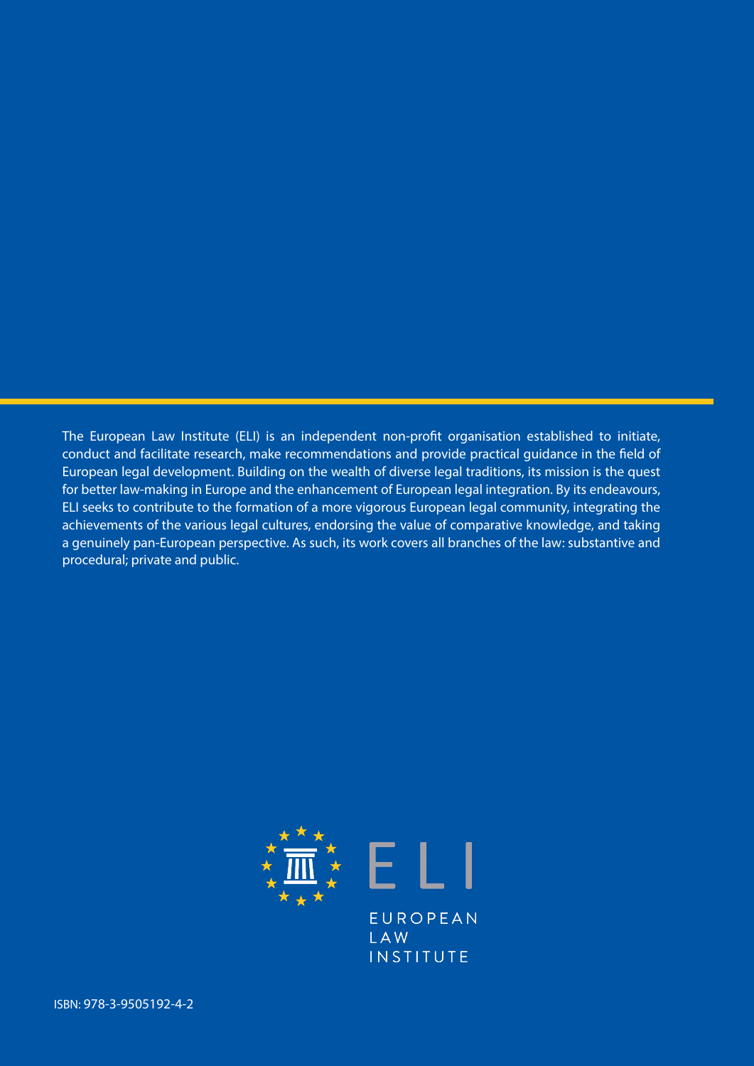The European Law Institute (ELI) is an independent non-profit organisation established to initiate, conduct and facilitate research, make recommendations and provide practical guidance in the field of European legal development. Building on the wealth of diverse legal traditions, its mission is the quest for better law-making in Europe and the enhancement of European legal integration. By its endeavours, ELI seeks to contribute to the formation of a more vigorous European legal community, integrating the achievements of the various legal cultures, endorsing the value of comparative knowledge, and taking a genuinely pan-European perspective. As such, its work covers all branches of the law: substantive and procedural; private and public.

ELI

EUROPEAN
LAW
INSTITUTE

ISBN: 978-3-9505192-4-2